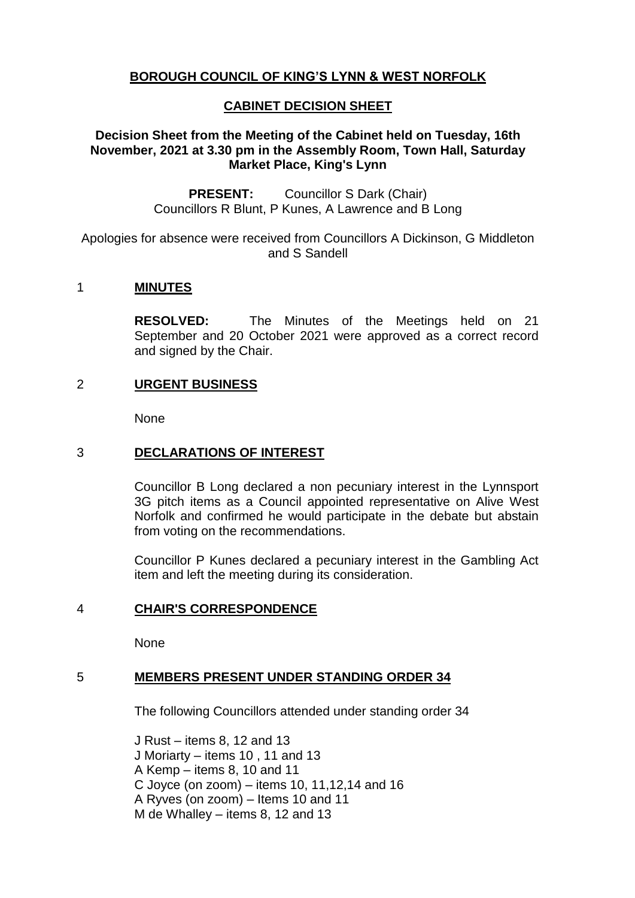# BOROUGH COUNCIL OF KING'S LYNN & WEST NORFOLK

## CABINET DECISION SHEET

### Decision Sheet from the Meeting of the Cabinet held on Tuesday, 16th November, 2021 at 3.30 pm in the Assembly Room, Town Hall, Saturday Market Place, King's Lynn

**PRESENT:** Councillor S Dark (Chair)
Councillors R Blunt, P Kunes, A Lawrence and B Long

Apologies for absence were received from Councillors A Dickinson, G Middleton and S Sandell

## 1 MINUTES

**RESOLVED:** The Minutes of the Meetings held on 21 September and 20 October 2021 were approved as a correct record and signed by the Chair.

## 2 URGENT BUSINESS

None

## 3 DECLARATIONS OF INTEREST

Councillor B Long declared a non pecuniary interest in the Lynnsport 3G pitch items as a Council appointed representative on Alive West Norfolk and confirmed he would participate in the debate but abstain from voting on the recommendations.

Councillor P Kunes declared a pecuniary interest in the Gambling Act item and left the meeting during its consideration.

## 4 CHAIR'S CORRESPONDENCE

None

## 5 MEMBERS PRESENT UNDER STANDING ORDER 34

The following Councillors attended under standing order 34

J Rust – items 8, 12 and 13
J Moriarty – items 10 , 11 and 13
A Kemp – items 8, 10 and 11
C Joyce (on zoom) – items 10, 11,12,14 and 16
A Ryves (on zoom) – Items 10 and 11
M de Whalley – items 8, 12 and 13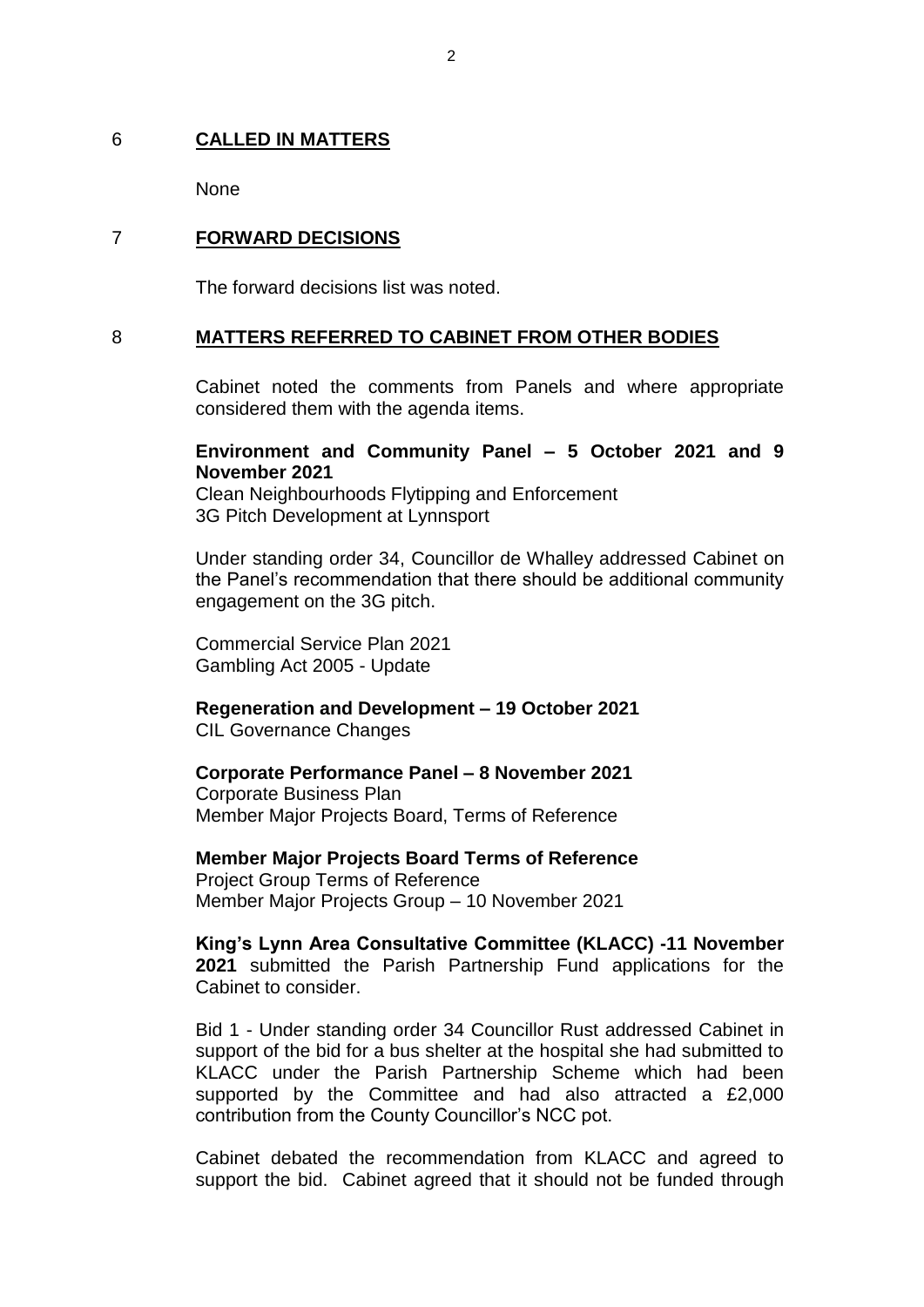## 6 CALLED IN MATTERS

None

## 7 FORWARD DECISIONS

The forward decisions list was noted.

## 8 MATTERS REFERRED TO CABINET FROM OTHER BODIES

Cabinet noted the comments from Panels and where appropriate considered them with the agenda items.

**Environment and Community Panel – 5 October 2021 and 9 November 2021**
Clean Neighbourhoods Flytipping and Enforcement
3G Pitch Development at Lynnsport

Under standing order 34, Councillor de Whalley addressed Cabinet on the Panel's recommendation that there should be additional community engagement on the 3G pitch.

Commercial Service Plan 2021
Gambling Act 2005 - Update

**Regeneration and Development – 19 October 2021**
CIL Governance Changes

**Corporate Performance Panel – 8 November 2021**
Corporate Business Plan
Member Major Projects Board, Terms of Reference

**Member Major Projects Board Terms of Reference**
Project Group Terms of Reference
Member Major Projects Group – 10 November 2021

**King's Lynn Area Consultative Committee (KLACC) -11 November 2021** submitted the Parish Partnership Fund applications for the Cabinet to consider.

Bid 1 - Under standing order 34 Councillor Rust addressed Cabinet in support of the bid for a bus shelter at the hospital she had submitted to KLACC under the Parish Partnership Scheme which had been supported by the Committee and had also attracted a £2,000 contribution from the County Councillor's NCC pot.

Cabinet debated the recommendation from KLACC and agreed to support the bid. Cabinet agreed that it should not be funded through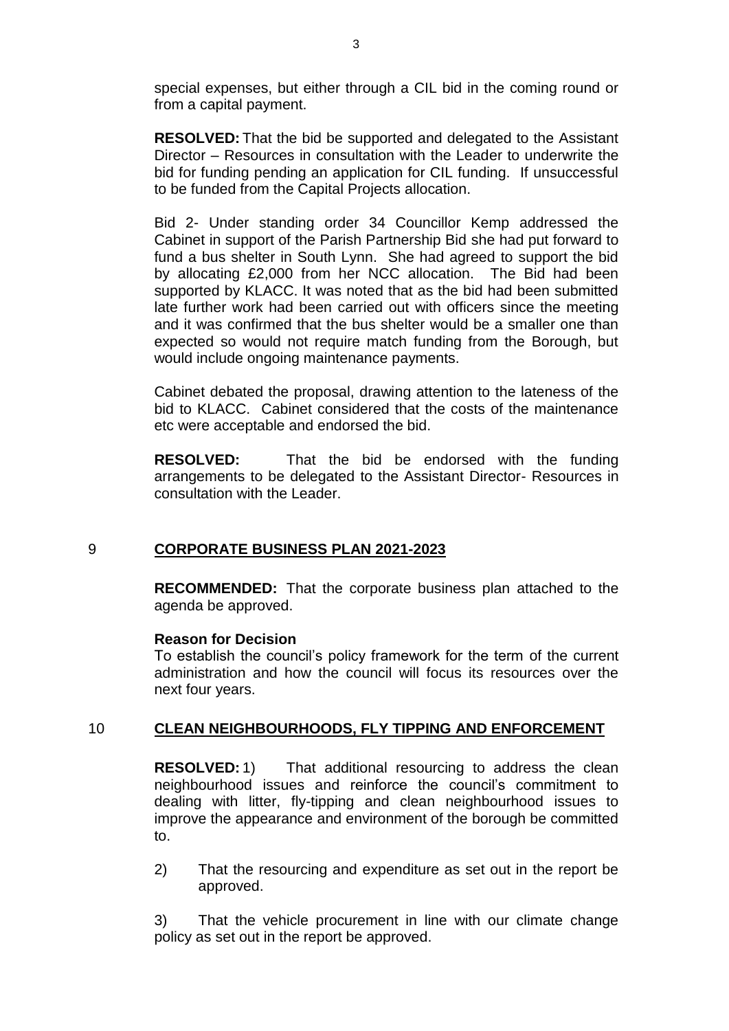special expenses, but either through a CIL bid in the coming round or from a capital payment.

**RESOLVED:** That the bid be supported and delegated to the Assistant Director – Resources in consultation with the Leader to underwrite the bid for funding pending an application for CIL funding. If unsuccessful to be funded from the Capital Projects allocation.

Bid 2- Under standing order 34 Councillor Kemp addressed the Cabinet in support of the Parish Partnership Bid she had put forward to fund a bus shelter in South Lynn. She had agreed to support the bid by allocating £2,000 from her NCC allocation. The Bid had been supported by KLACC. It was noted that as the bid had been submitted late further work had been carried out with officers since the meeting and it was confirmed that the bus shelter would be a smaller one than expected so would not require match funding from the Borough, but would include ongoing maintenance payments.

Cabinet debated the proposal, drawing attention to the lateness of the bid to KLACC. Cabinet considered that the costs of the maintenance etc were acceptable and endorsed the bid.

**RESOLVED:** That the bid be endorsed with the funding arrangements to be delegated to the Assistant Director- Resources in consultation with the Leader.

## 9 CORPORATE BUSINESS PLAN 2021-2023

**RECOMMENDED:** That the corporate business plan attached to the agenda be approved.

**Reason for Decision**

To establish the council's policy framework for the term of the current administration and how the council will focus its resources over the next four years.

## 10 CLEAN NEIGHBOURHOODS, FLY TIPPING AND ENFORCEMENT

**RESOLVED:** 1) That additional resourcing to address the clean neighbourhood issues and reinforce the council's commitment to dealing with litter, fly-tipping and clean neighbourhood issues to improve the appearance and environment of the borough be committed to.

2) That the resourcing and expenditure as set out in the report be approved.

3) That the vehicle procurement in line with our climate change policy as set out in the report be approved.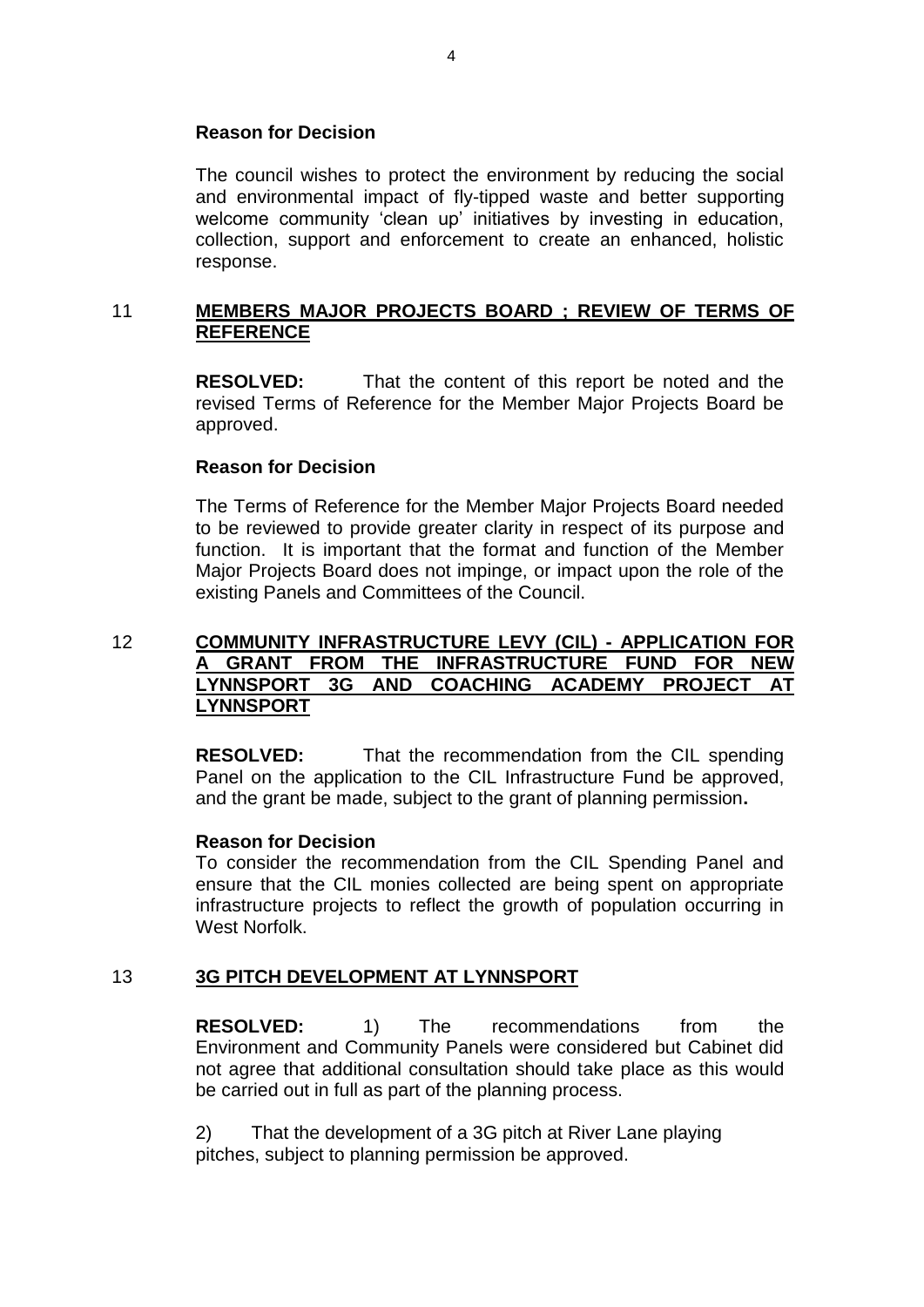**Reason for Decision**

The council wishes to protect the environment by reducing the social and environmental impact of fly-tipped waste and better supporting welcome community 'clean up' initiatives by investing in education, collection, support and enforcement to create an enhanced, holistic response.

## 11 MEMBERS MAJOR PROJECTS BOARD ; REVIEW OF TERMS OF REFERENCE

**RESOLVED:** That the content of this report be noted and the revised Terms of Reference for the Member Major Projects Board be approved.

**Reason for Decision**

The Terms of Reference for the Member Major Projects Board needed to be reviewed to provide greater clarity in respect of its purpose and function. It is important that the format and function of the Member Major Projects Board does not impinge, or impact upon the role of the existing Panels and Committees of the Council.

## 12 COMMUNITY INFRASTRUCTURE LEVY (CIL) - APPLICATION FOR A GRANT FROM THE INFRASTRUCTURE FUND FOR NEW LYNNSPORT 3G AND COACHING ACADEMY PROJECT AT LYNNSPORT

**RESOLVED:** That the recommendation from the CIL spending Panel on the application to the CIL Infrastructure Fund be approved, and the grant be made, subject to the grant of planning permission**.**

**Reason for Decision**

To consider the recommendation from the CIL Spending Panel and ensure that the CIL monies collected are being spent on appropriate infrastructure projects to reflect the growth of population occurring in West Norfolk.

## 13 3G PITCH DEVELOPMENT AT LYNNSPORT

**RESOLVED:** 1) The recommendations from the Environment and Community Panels were considered but Cabinet did not agree that additional consultation should take place as this would be carried out in full as part of the planning process.

2) That the development of a 3G pitch at River Lane playing pitches, subject to planning permission be approved.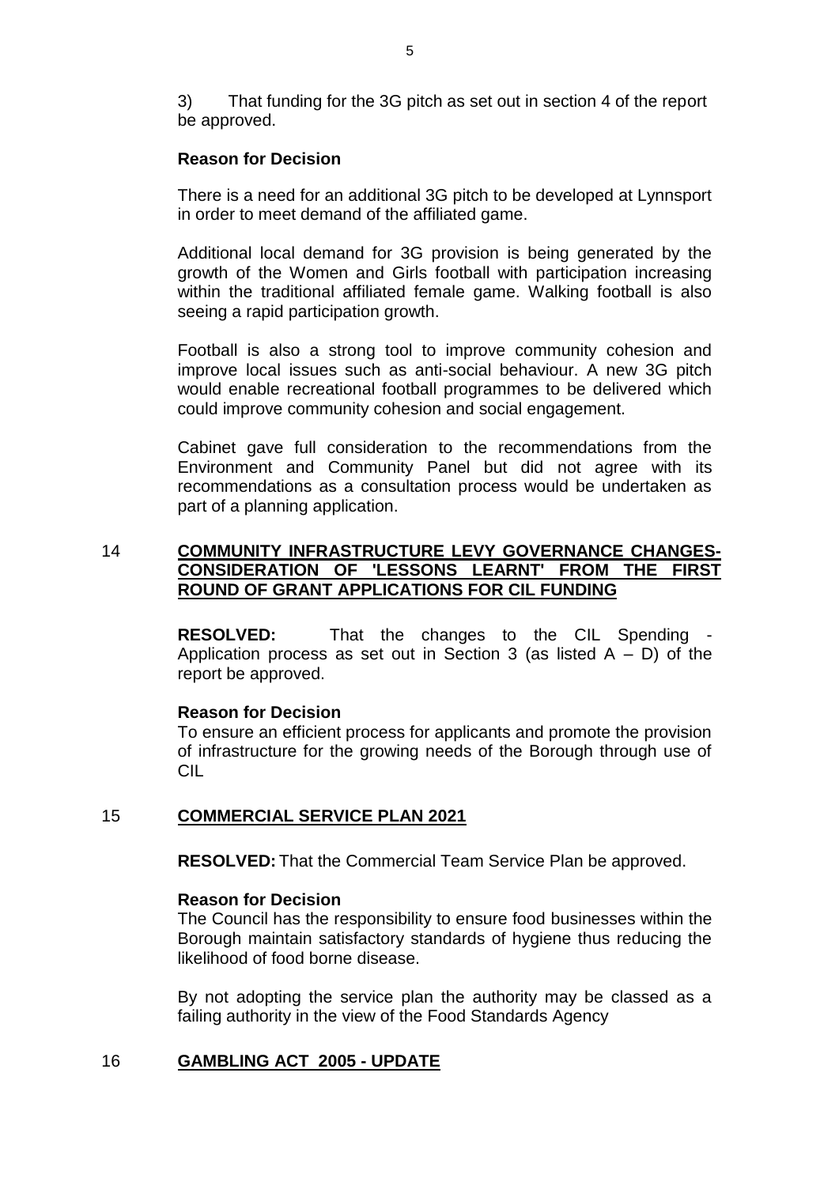3) That funding for the 3G pitch as set out in section 4 of the report be approved.

**Reason for Decision**

There is a need for an additional 3G pitch to be developed at Lynnsport in order to meet demand of the affiliated game.

Additional local demand for 3G provision is being generated by the growth of the Women and Girls football with participation increasing within the traditional affiliated female game. Walking football is also seeing a rapid participation growth.

Football is also a strong tool to improve community cohesion and improve local issues such as anti-social behaviour. A new 3G pitch would enable recreational football programmes to be delivered which could improve community cohesion and social engagement.

Cabinet gave full consideration to the recommendations from the Environment and Community Panel but did not agree with its recommendations as a consultation process would be undertaken as part of a planning application.

## 14 COMMUNITY INFRASTRUCTURE LEVY GOVERNANCE CHANGES- CONSIDERATION OF 'LESSONS LEARNT' FROM THE FIRST ROUND OF GRANT APPLICATIONS FOR CIL FUNDING

**RESOLVED:** That the changes to the CIL Spending - Application process as set out in Section 3 (as listed A – D) of the report be approved.

**Reason for Decision**

To ensure an efficient process for applicants and promote the provision of infrastructure for the growing needs of the Borough through use of CIL

## 15 COMMERCIAL SERVICE PLAN 2021

**RESOLVED:** That the Commercial Team Service Plan be approved.

**Reason for Decision**

The Council has the responsibility to ensure food businesses within the Borough maintain satisfactory standards of hygiene thus reducing the likelihood of food borne disease.

By not adopting the service plan the authority may be classed as a failing authority in the view of the Food Standards Agency

## 16 GAMBLING ACT 2005 - UPDATE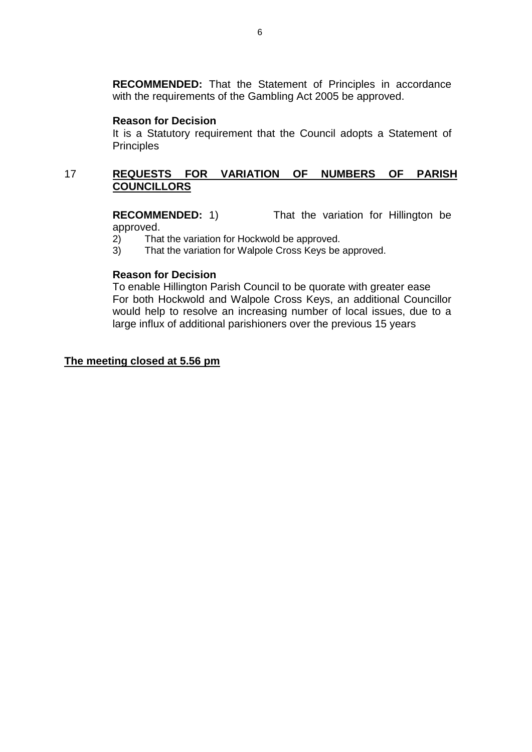**RECOMMENDED:** That the Statement of Principles in accordance with the requirements of the Gambling Act 2005 be approved.

**Reason for Decision**

It is a Statutory requirement that the Council adopts a Statement of Principles

## 17 REQUESTS FOR VARIATION OF NUMBERS OF PARISH COUNCILLORS

**RECOMMENDED:** 1) That the variation for Hillington be approved.

2) That the variation for Hockwold be approved.

3) That the variation for Walpole Cross Keys be approved.

**Reason for Decision**

To enable Hillington Parish Council to be quorate with greater ease
For both Hockwold and Walpole Cross Keys, an additional Councillor would help to resolve an increasing number of local issues, due to a large influx of additional parishioners over the previous 15 years

**The meeting closed at 5.56 pm**